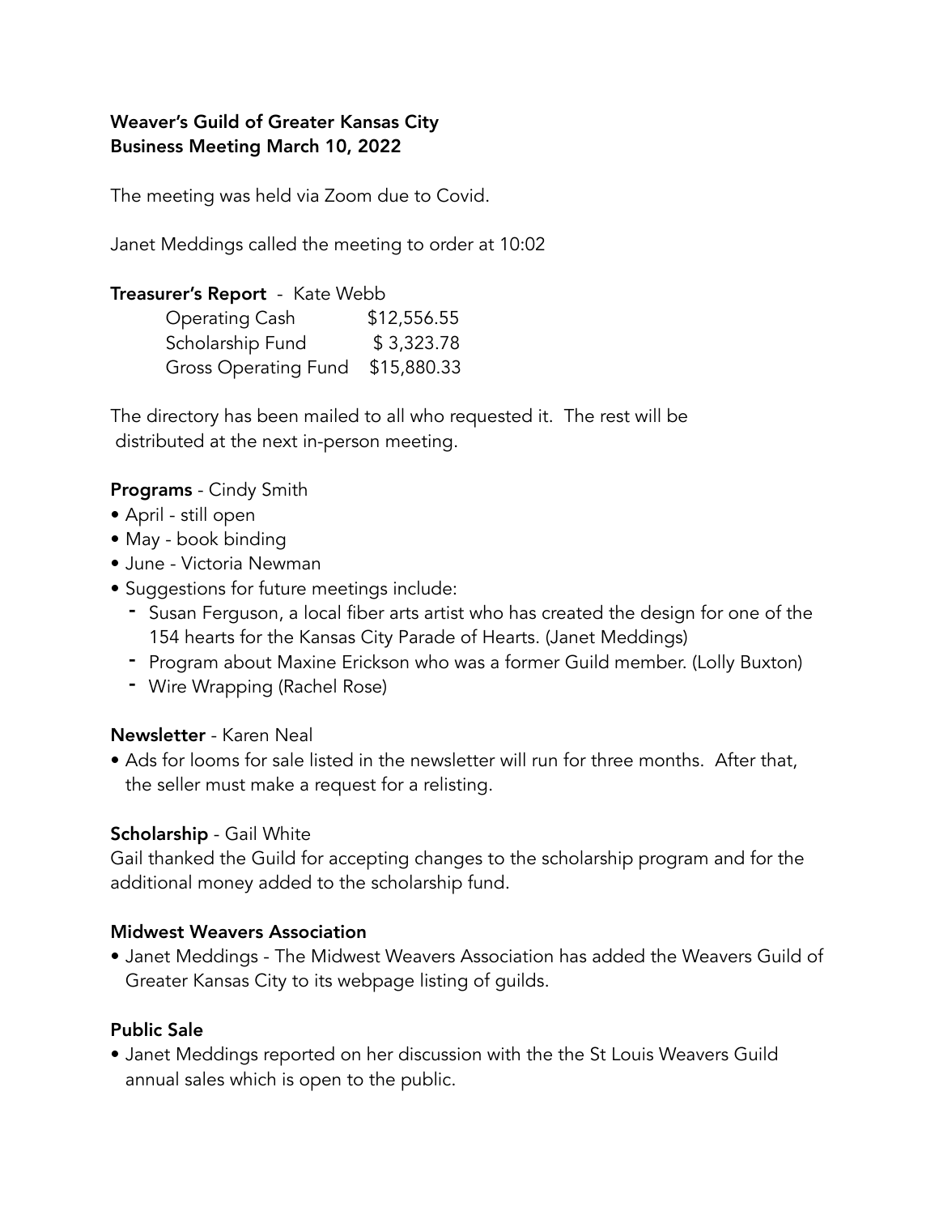**Weaver's Guild of Greater Kansas City**
**Business Meeting March 10, 2022**

The meeting was held via Zoom due to Covid.

Janet Meddings called the meeting to order at 10:02

**Treasurer's Report** - Kate Webb

| | |
|---|---|
| Operating Cash | $12,556.55 |
| Scholarship Fund | $ 3,323.78 |
| Gross Operating Fund | $15,880.33 |

The directory has been mailed to all who requested it. The rest will be distributed at the next in-person meeting.

**Programs** - Cindy Smith

- April - still open
- May - book binding
- June - Victoria Newman
- Suggestions for future meetings include:
  - Susan Ferguson, a local fiber arts artist who has created the design for one of the 154 hearts for the Kansas City Parade of Hearts. (Janet Meddings)
  - Program about Maxine Erickson who was a former Guild member. (Lolly Buxton)
  - Wire Wrapping (Rachel Rose)

**Newsletter** - Karen Neal

- Ads for looms for sale listed in the newsletter will run for three months. After that, the seller must make a request for a relisting.

**Scholarship** - Gail White

Gail thanked the Guild for accepting changes to the scholarship program and for the additional money added to the scholarship fund.

**Midwest Weavers Association**

- Janet Meddings - The Midwest Weavers Association has added the Weavers Guild of Greater Kansas City to its webpage listing of guilds.

**Public Sale**

- Janet Meddings reported on her discussion with the the St Louis Weavers Guild annual sales which is open to the public.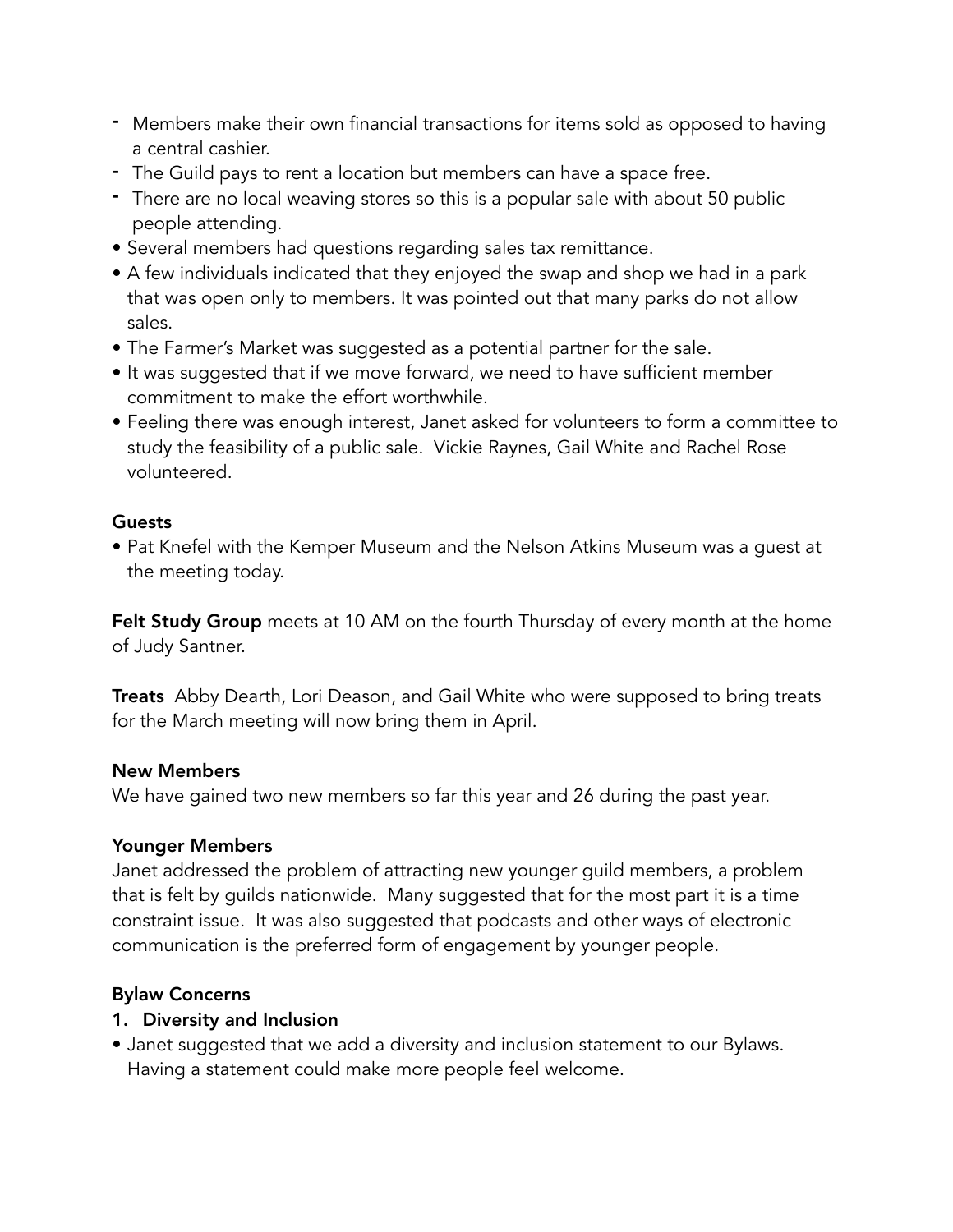- Members make their own financial transactions for items sold as opposed to having a central cashier.
- The Guild pays to rent a location but members can have a space free.
- There are no local weaving stores so this is a popular sale with about 50 public people attending.

• Several members had questions regarding sales tax remittance.

• A few individuals indicated that they enjoyed the swap and shop we had in a park that was open only to members. It was pointed out that many parks do not allow sales.

• The Farmer's Market was suggested as a potential partner for the sale.

• It was suggested that if we move forward, we need to have sufficient member commitment to make the effort worthwhile.

• Feeling there was enough interest, Janet asked for volunteers to form a committee to study the feasibility of a public sale. Vickie Raynes, Gail White and Rachel Rose volunteered.

**Guests**

• Pat Knefel with the Kemper Museum and the Nelson Atkins Museum was a guest at the meeting today.

**Felt Study Group** meets at 10 AM on the fourth Thursday of every month at the home of Judy Santner.

**Treats** Abby Dearth, Lori Deason, and Gail White who were supposed to bring treats for the March meeting will now bring them in April.

**New Members**

We have gained two new members so far this year and 26 during the past year.

**Younger Members**

Janet addressed the problem of attracting new younger guild members, a problem that is felt by guilds nationwide. Many suggested that for the most part it is a time constraint issue. It was also suggested that podcasts and other ways of electronic communication is the preferred form of engagement by younger people.

**Bylaw Concerns**

**1. Diversity and Inclusion**

• Janet suggested that we add a diversity and inclusion statement to our Bylaws. Having a statement could make more people feel welcome.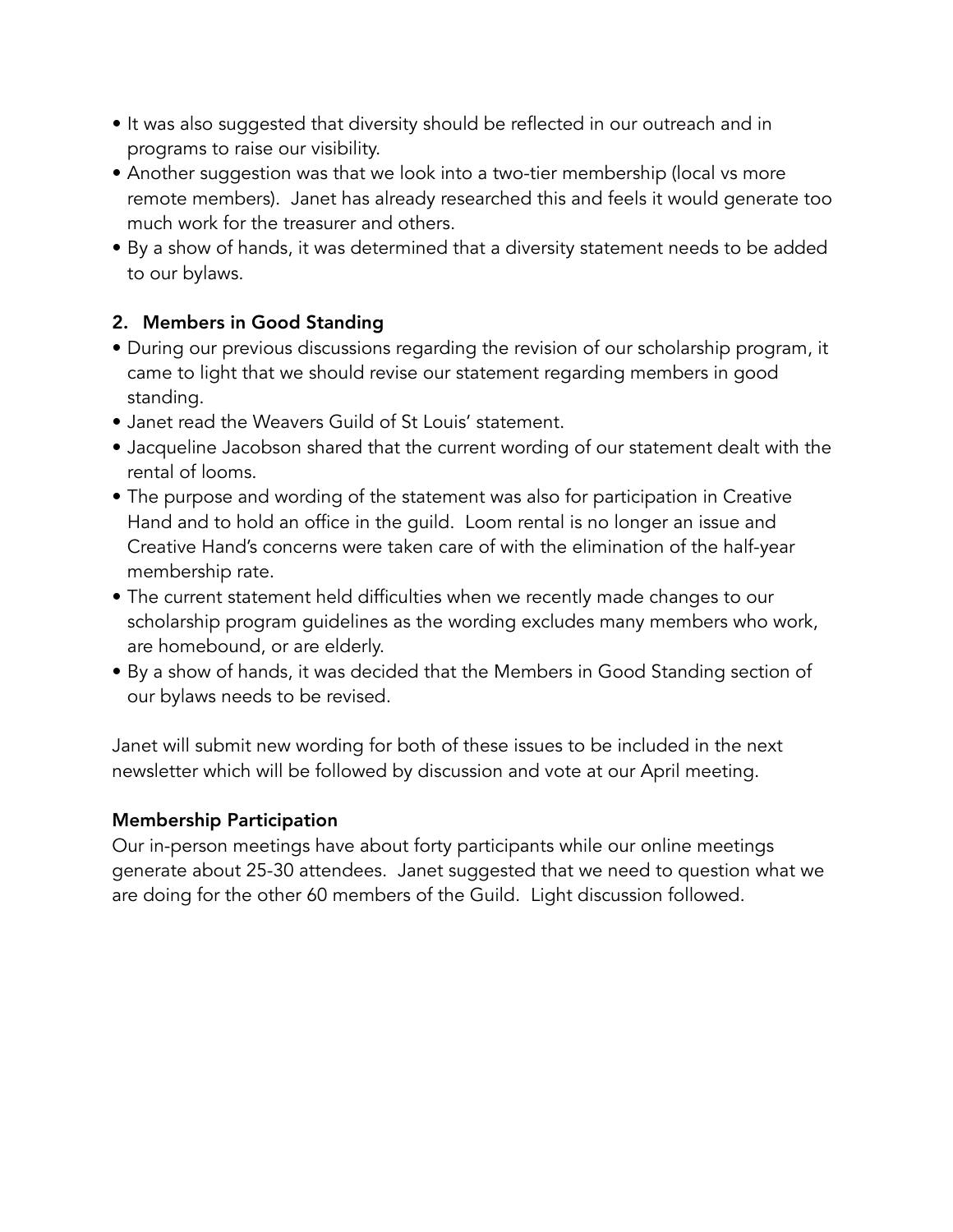- It was also suggested that diversity should be reflected in our outreach and in programs to raise our visibility.
- Another suggestion was that we look into a two-tier membership (local vs more remote members). Janet has already researched this and feels it would generate too much work for the treasurer and others.
- By a show of hands, it was determined that a diversity statement needs to be added to our bylaws.

**2. Members in Good Standing**

- During our previous discussions regarding the revision of our scholarship program, it came to light that we should revise our statement regarding members in good standing.
- Janet read the Weavers Guild of St Louis' statement.
- Jacqueline Jacobson shared that the current wording of our statement dealt with the rental of looms.
- The purpose and wording of the statement was also for participation in Creative Hand and to hold an office in the guild. Loom rental is no longer an issue and Creative Hand's concerns were taken care of with the elimination of the half-year membership rate.
- The current statement held difficulties when we recently made changes to our scholarship program guidelines as the wording excludes many members who work, are homebound, or are elderly.
- By a show of hands, it was decided that the Members in Good Standing section of our bylaws needs to be revised.

Janet will submit new wording for both of these issues to be included in the next newsletter which will be followed by discussion and vote at our April meeting.

**Membership Participation**

Our in-person meetings have about forty participants while our online meetings generate about 25-30 attendees. Janet suggested that we need to question what we are doing for the other 60 members of the Guild. Light discussion followed.